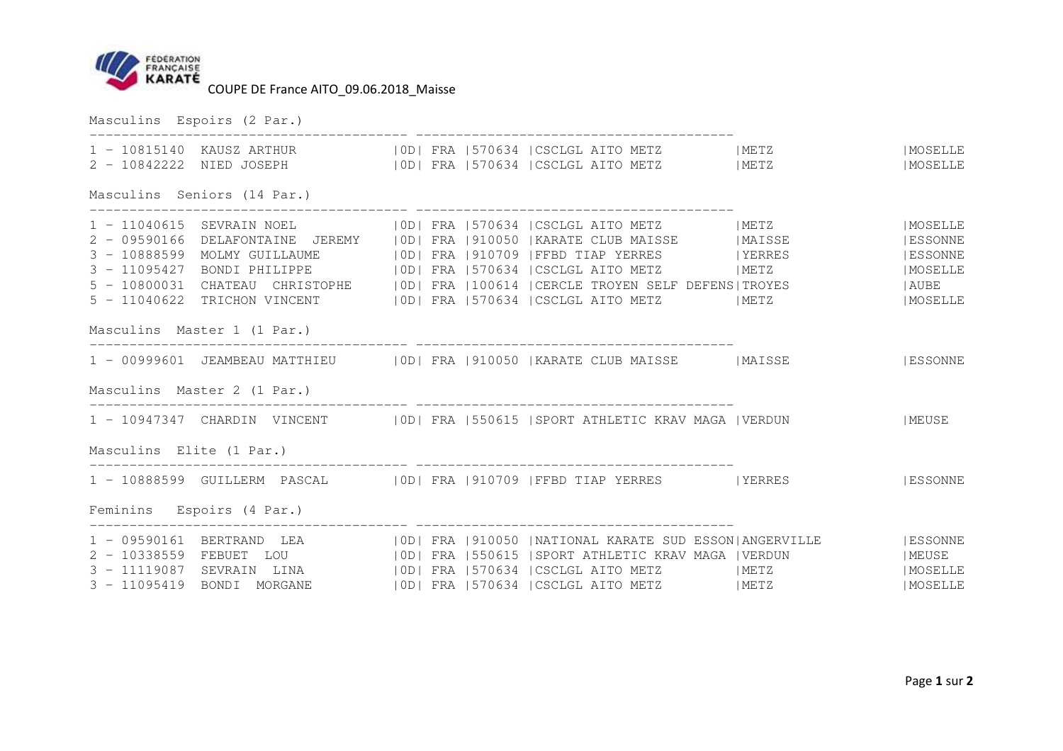# COUPE DE France AITO_09.06.2018_Maisse

## Masculins Espoirs (2 Par.)

| Rang | Licence | Nom | | Pays | Code | Club | Ville | Département |
|---|---|---|---|---|---|---|---|---|
| 1 | 10815140 | KAUSZ ARTHUR | 0D | FRA | 570634 | CSCLGL AITO METZ | METZ | MOSELLE |
| 2 | 10842222 | NIED JOSEPH | 0D | FRA | 570634 | CSCLGL AITO METZ | METZ | MOSELLE |

## Masculins Seniors (14 Par.)

| Rang | Licence | Nom | | Pays | Code | Club | Ville | Département |
|---|---|---|---|---|---|---|---|---|
| 1 | 11040615 | SEVRAIN NOEL | 0D | FRA | 570634 | CSCLGL AITO METZ | METZ | MOSELLE |
| 2 | 09590166 | DELAFONTAINE JEREMY | 0D | FRA | 910050 | KARATE CLUB MAISSE | MAISSE | ESSONNE |
| 3 | 10888599 | MOLMY GUILLAUME | 0D | FRA | 910709 | FFBD TIAP YERRES | YERRES | ESSONNE |
| 3 | 11095427 | BONDI PHILIPPE | 0D | FRA | 570634 | CSCLGL AITO METZ | METZ | MOSELLE |
| 5 | 10800031 | CHATEAU CHRISTOPHE | 0D | FRA | 100614 | CERCLE TROYEN SELF DEFENS | TROYES | AUBE |
| 5 | 11040622 | TRICHON VINCENT | 0D | FRA | 570634 | CSCLGL AITO METZ | METZ | MOSELLE |

## Masculins Master 1 (1 Par.)

| Rang | Licence | Nom | | Pays | Code | Club | Ville | Département |
|---|---|---|---|---|---|---|---|---|
| 1 | 00999601 | JEAMBEAU MATTHIEU | 0D | FRA | 910050 | KARATE CLUB MAISSE | MAISSE | ESSONNE |

## Masculins Master 2 (1 Par.)

| Rang | Licence | Nom | | Pays | Code | Club | Ville | Département |
|---|---|---|---|---|---|---|---|---|
| 1 | 10947347 | CHARDIN VINCENT | 0D | FRA | 550615 | SPORT ATHLETIC KRAV MAGA | VERDUN | MEUSE |

## Masculins Elite (1 Par.)

| Rang | Licence | Nom | | Pays | Code | Club | Ville | Département |
|---|---|---|---|---|---|---|---|---|
| 1 | 10888599 | GUILLERM PASCAL | 0D | FRA | 910709 | FFBD TIAP YERRES | YERRES | ESSONNE |

## Feminins Espoirs (4 Par.)

| Rang | Licence | Nom | | Pays | Code | Club | Ville | Département |
|---|---|---|---|---|---|---|---|---|
| 1 | 09590161 | BERTRAND LEA | 0D | FRA | 910050 | NATIONAL KARATE SUD ESSON | ANGERVILLE | ESSONNE |
| 2 | 10338559 | FEBUET LOU | 0D | FRA | 550615 | SPORT ATHLETIC KRAV MAGA | VERDUN | MEUSE |
| 3 | 11119087 | SEVRAIN LINA | 0D | FRA | 570634 | CSCLGL AITO METZ | METZ | MOSELLE |
| 3 | 11095419 | BONDI MORGANE | 0D | FRA | 570634 | CSCLGL AITO METZ | METZ | MOSELLE |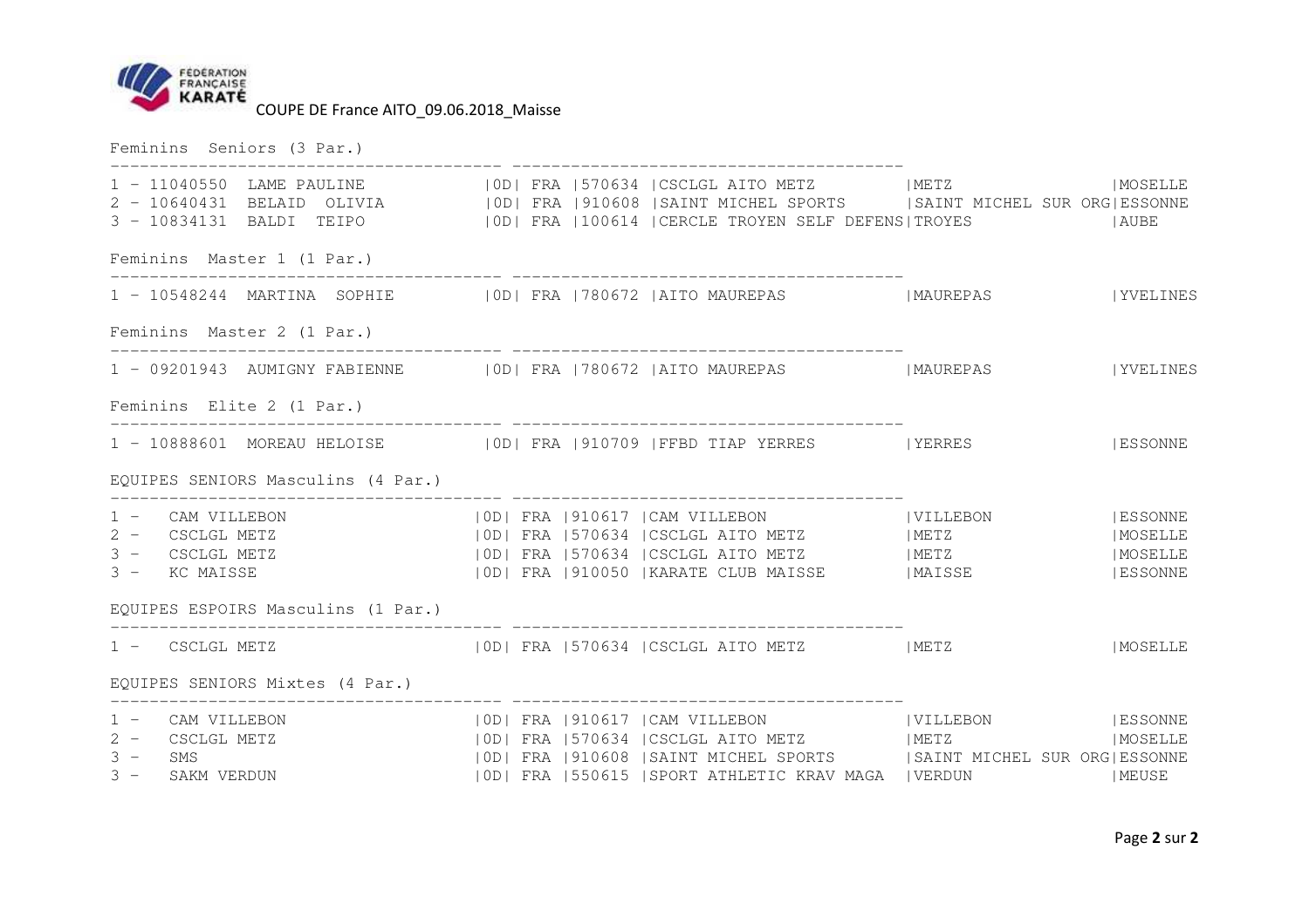COUPE DE France AITO_09.06.2018_Maisse

Feminins Seniors (3 Par.)

| | | | | | | | |
|---|---|---|---|---|---|---|---|
| 1 - 11040550 | LAME PAULINE | 0D | FRA | 570634 | CSCLGL AITO METZ | METZ | MOSELLE |
| 2 - 10640431 | BELAID OLIVIA | 0D | FRA | 910608 | SAINT MICHEL SPORTS | SAINT MICHEL SUR ORG | ESSONNE |
| 3 - 10834131 | BALDI TEIPO | 0D | FRA | 100614 | CERCLE TROYEN SELF DEFENS | TROYES | AUBE |

Feminins Master 1 (1 Par.)

| | | | | | | | |
|---|---|---|---|---|---|---|---|
| 1 - 10548244 | MARTINA SOPHIE | 0D | FRA | 780672 | AITO MAUREPAS | MAUREPAS | YVELINES |

Feminins Master 2 (1 Par.)

| | | | | | | | |
|---|---|---|---|---|---|---|---|
| 1 - 09201943 | AUMIGNY FABIENNE | 0D | FRA | 780672 | AITO MAUREPAS | MAUREPAS | YVELINES |

Feminins Elite 2 (1 Par.)

| | | | | | | | |
|---|---|---|---|---|---|---|---|
| 1 - 10888601 | MOREAU HELOISE | 0D | FRA | 910709 | FFBD TIAP YERRES | YERRES | ESSONNE |

EQUIPES SENIORS Masculins (4 Par.)

| | | | | | | | |
|---|---|---|---|---|---|---|---|
| 1 - | CAM VILLEBON | 0D | FRA | 910617 | CAM VILLEBON | VILLEBON | ESSONNE |
| 2 - | CSCLGL METZ | 0D | FRA | 570634 | CSCLGL AITO METZ | METZ | MOSELLE |
| 3 - | CSCLGL METZ | 0D | FRA | 570634 | CSCLGL AITO METZ | METZ | MOSELLE |
| 3 - | KC MAISSE | 0D | FRA | 910050 | KARATE CLUB MAISSE | MAISSE | ESSONNE |

EQUIPES ESPOIRS Masculins (1 Par.)

| | | | | | | | |
|---|---|---|---|---|---|---|---|
| 1 - | CSCLGL METZ | 0D | FRA | 570634 | CSCLGL AITO METZ | METZ | MOSELLE |

EQUIPES SENIORS Mixtes (4 Par.)

| | | | | | | | |
|---|---|---|---|---|---|---|---|
| 1 - | CAM VILLEBON | 0D | FRA | 910617 | CAM VILLEBON | VILLEBON | ESSONNE |
| 2 - | CSCLGL METZ | 0D | FRA | 570634 | CSCLGL AITO METZ | METZ | MOSELLE |
| 3 - | SMS | 0D | FRA | 910608 | SAINT MICHEL SPORTS | SAINT MICHEL SUR ORG | ESSONNE |
| 3 - | SAKM VERDUN | 0D | FRA | 550615 | SPORT ATHLETIC KRAV MAGA | VERDUN | MEUSE |